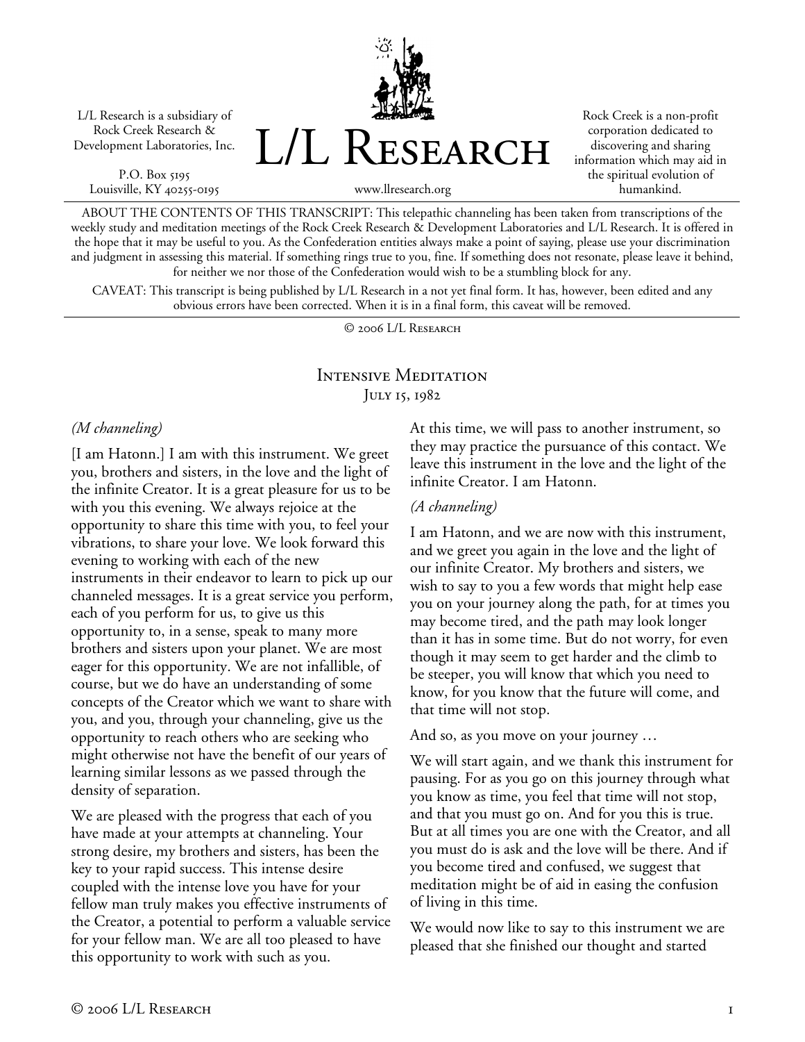L/L Research is a subsidiary of Rock Creek Research & Development Laboratories, Inc.

P.O. Box 5195
Louisville, KY 40255-0195

# L/L Research

www.llresearch.org

Rock Creek is a non-profit corporation dedicated to discovering and sharing information which may aid in the spiritual evolution of humankind.

ABOUT THE CONTENTS OF THIS TRANSCRIPT: This telepathic channeling has been taken from transcriptions of the weekly study and meditation meetings of the Rock Creek Research & Development Laboratories and L/L Research. It is offered in the hope that it may be useful to you. As the Confederation entities always make a point of saying, please use your discrimination and judgment in assessing this material. If something rings true to you, fine. If something does not resonate, please leave it behind, for neither we nor those of the Confederation would wish to be a stumbling block for any.

CAVEAT: This transcript is being published by L/L Research in a not yet final form. It has, however, been edited and any obvious errors have been corrected. When it is in a final form, this caveat will be removed.

© 2006 L/L Research

## Intensive Meditation
July 15, 1982

*(M channeling)*

[I am Hatonn.] I am with this instrument. We greet you, brothers and sisters, in the love and the light of the infinite Creator. It is a great pleasure for us to be with you this evening. We always rejoice at the opportunity to share this time with you, to feel your vibrations, to share your love. We look forward this evening to working with each of the new instruments in their endeavor to learn to pick up our channeled messages. It is a great service you perform, each of you perform for us, to give us this opportunity to, in a sense, speak to many more brothers and sisters upon your planet. We are most eager for this opportunity. We are not infallible, of course, but we do have an understanding of some concepts of the Creator which we want to share with you, and you, through your channeling, give us the opportunity to reach others who are seeking who might otherwise not have the benefit of our years of learning similar lessons as we passed through the density of separation.

We are pleased with the progress that each of you have made at your attempts at channeling. Your strong desire, my brothers and sisters, has been the key to your rapid success. This intense desire coupled with the intense love you have for your fellow man truly makes you effective instruments of the Creator, a potential to perform a valuable service for your fellow man. We are all too pleased to have this opportunity to work with such as you.

At this time, we will pass to another instrument, so they may practice the pursuance of this contact. We leave this instrument in the love and the light of the infinite Creator. I am Hatonn.

*(A channeling)*

I am Hatonn, and we are now with this instrument, and we greet you again in the love and the light of our infinite Creator. My brothers and sisters, we wish to say to you a few words that might help ease you on your journey along the path, for at times you may become tired, and the path may look longer than it has in some time. But do not worry, for even though it may seem to get harder and the climb to be steeper, you will know that which you need to know, for you know that the future will come, and that time will not stop.

And so, as you move on your journey …

We will start again, and we thank this instrument for pausing. For as you go on this journey through what you know as time, you feel that time will not stop, and that you must go on. And for you this is true. But at all times you are one with the Creator, and all you must do is ask and the love will be there. And if you become tired and confused, we suggest that meditation might be of aid in easing the confusion of living in this time.

We would now like to say to this instrument we are pleased that she finished our thought and started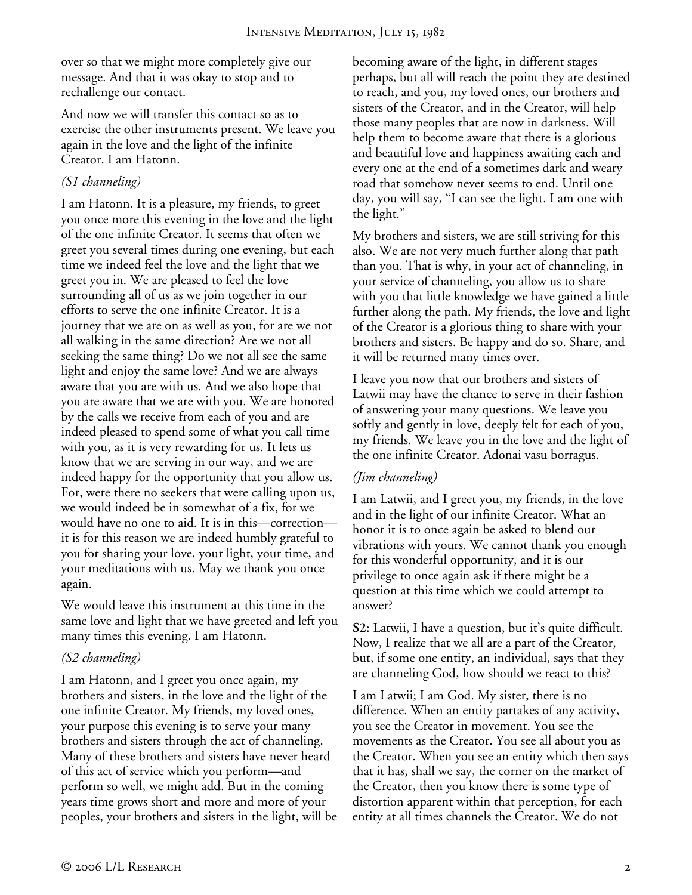over so that we might more completely give our message. And that it was okay to stop and to rechallenge our contact.

And now we will transfer this contact so as to exercise the other instruments present. We leave you again in the love and the light of the infinite Creator. I am Hatonn.

*(S1 channeling)*

I am Hatonn. It is a pleasure, my friends, to greet you once more this evening in the love and the light of the one infinite Creator. It seems that often we greet you several times during one evening, but each time we indeed feel the love and the light that we greet you in. We are pleased to feel the love surrounding all of us as we join together in our efforts to serve the one infinite Creator. It is a journey that we are on as well as you, for are we not all walking in the same direction? Are we not all seeking the same thing? Do we not all see the same light and enjoy the same love? And we are always aware that you are with us. And we also hope that you are aware that we are with you. We are honored by the calls we receive from each of you and are indeed pleased to spend some of what you call time with you, as it is very rewarding for us. It lets us know that we are serving in our way, and we are indeed happy for the opportunity that you allow us. For, were there no seekers that were calling upon us, we would indeed be in somewhat of a fix, for we would have no one to aid. It is in this—correction—it is for this reason we are indeed humbly grateful to you for sharing your love, your light, your time, and your meditations with us. May we thank you once again.

We would leave this instrument at this time in the same love and light that we have greeted and left you many times this evening. I am Hatonn.

*(S2 channeling)*

I am Hatonn, and I greet you once again, my brothers and sisters, in the love and the light of the one infinite Creator. My friends, my loved ones, your purpose this evening is to serve your many brothers and sisters through the act of channeling. Many of these brothers and sisters have never heard of this act of service which you perform—and perform so well, we might add. But in the coming years time grows short and more and more of your peoples, your brothers and sisters in the light, will be becoming aware of the light, in different stages perhaps, but all will reach the point they are destined to reach, and you, my loved ones, our brothers and sisters of the Creator, and in the Creator, will help those many peoples that are now in darkness. Will help them to become aware that there is a glorious and beautiful love and happiness awaiting each and every one at the end of a sometimes dark and weary road that somehow never seems to end. Until one day, you will say, "I can see the light. I am one with the light."

My brothers and sisters, we are still striving for this also. We are not very much further along that path than you. That is why, in your act of channeling, in your service of channeling, you allow us to share with you that little knowledge we have gained a little further along the path. My friends, the love and light of the Creator is a glorious thing to share with your brothers and sisters. Be happy and do so. Share, and it will be returned many times over.

I leave you now that our brothers and sisters of Latwii may have the chance to serve in their fashion of answering your many questions. We leave you softly and gently in love, deeply felt for each of you, my friends. We leave you in the love and the light of the one infinite Creator. Adonai vasu borragus.

*(Jim channeling)*

I am Latwii, and I greet you, my friends, in the love and in the light of our infinite Creator. What an honor it is to once again be asked to blend our vibrations with yours. We cannot thank you enough for this wonderful opportunity, and it is our privilege to once again ask if there might be a question at this time which we could attempt to answer?

**S2:** Latwii, I have a question, but it's quite difficult. Now, I realize that we all are a part of the Creator, but, if some one entity, an individual, says that they are channeling God, how should we react to this?

I am Latwii; I am God. My sister, there is no difference. When an entity partakes of any activity, you see the Creator in movement. You see the movements as the Creator. You see all about you as the Creator. When you see an entity which then says that it has, shall we say, the corner on the market of the Creator, then you know there is some type of distortion apparent within that perception, for each entity at all times channels the Creator. We do not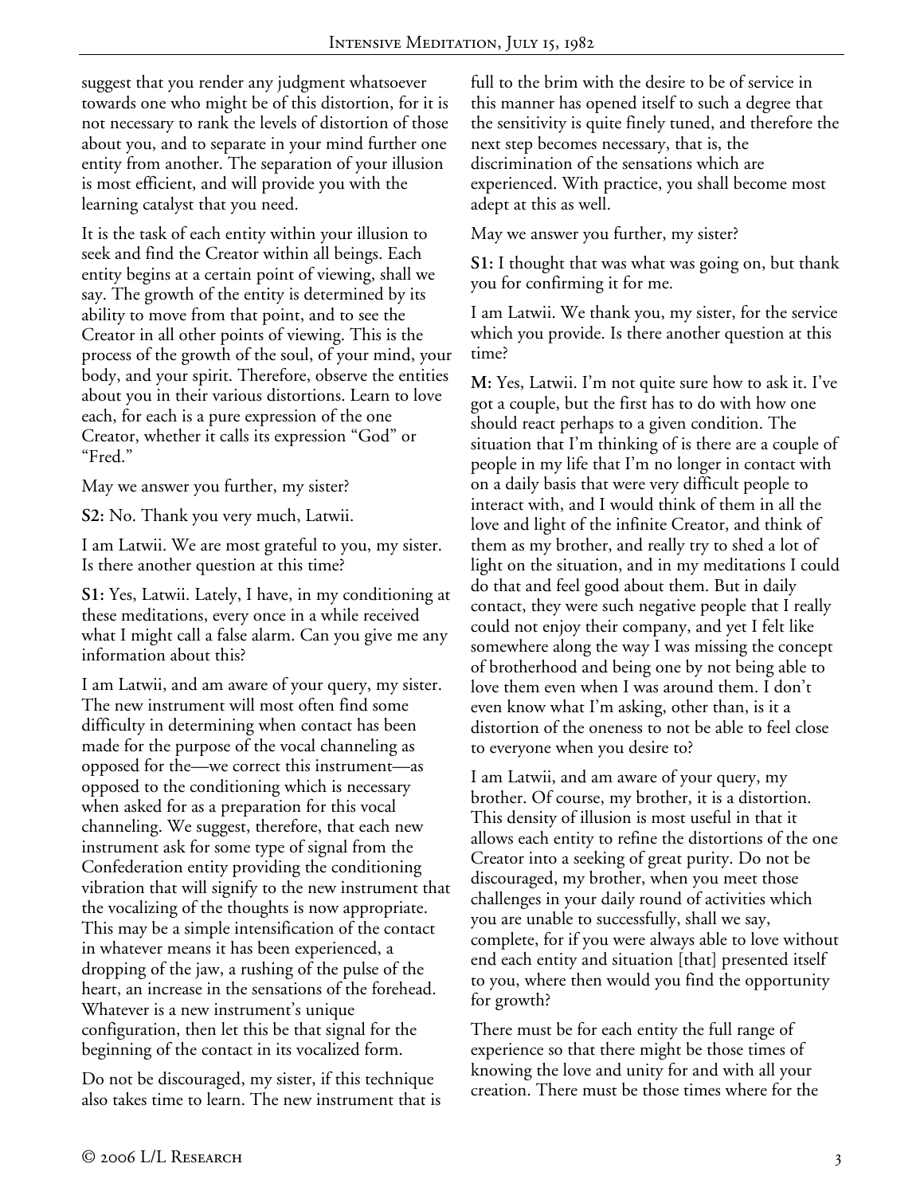suggest that you render any judgment whatsoever towards one who might be of this distortion, for it is not necessary to rank the levels of distortion of those about you, and to separate in your mind further one entity from another. The separation of your illusion is most efficient, and will provide you with the learning catalyst that you need.

It is the task of each entity within your illusion to seek and find the Creator within all beings. Each entity begins at a certain point of viewing, shall we say. The growth of the entity is determined by its ability to move from that point, and to see the Creator in all other points of viewing. This is the process of the growth of the soul, of your mind, your body, and your spirit. Therefore, observe the entities about you in their various distortions. Learn to love each, for each is a pure expression of the one Creator, whether it calls its expression "God" or "Fred."

May we answer you further, my sister?

**S2:** No. Thank you very much, Latwii.

I am Latwii. We are most grateful to you, my sister. Is there another question at this time?

**S1:** Yes, Latwii. Lately, I have, in my conditioning at these meditations, every once in a while received what I might call a false alarm. Can you give me any information about this?

I am Latwii, and am aware of your query, my sister. The new instrument will most often find some difficulty in determining when contact has been made for the purpose of the vocal channeling as opposed for the—we correct this instrument—as opposed to the conditioning which is necessary when asked for as a preparation for this vocal channeling. We suggest, therefore, that each new instrument ask for some type of signal from the Confederation entity providing the conditioning vibration that will signify to the new instrument that the vocalizing of the thoughts is now appropriate. This may be a simple intensification of the contact in whatever means it has been experienced, a dropping of the jaw, a rushing of the pulse of the heart, an increase in the sensations of the forehead. Whatever is a new instrument's unique configuration, then let this be that signal for the beginning of the contact in its vocalized form.

Do not be discouraged, my sister, if this technique also takes time to learn. The new instrument that is full to the brim with the desire to be of service in this manner has opened itself to such a degree that the sensitivity is quite finely tuned, and therefore the next step becomes necessary, that is, the discrimination of the sensations which are experienced. With practice, you shall become most adept at this as well.

May we answer you further, my sister?

**S1:** I thought that was what was going on, but thank you for confirming it for me.

I am Latwii. We thank you, my sister, for the service which you provide. Is there another question at this time?

**M:** Yes, Latwii. I'm not quite sure how to ask it. I've got a couple, but the first has to do with how one should react perhaps to a given condition. The situation that I'm thinking of is there are a couple of people in my life that I'm no longer in contact with on a daily basis that were very difficult people to interact with, and I would think of them in all the love and light of the infinite Creator, and think of them as my brother, and really try to shed a lot of light on the situation, and in my meditations I could do that and feel good about them. But in daily contact, they were such negative people that I really could not enjoy their company, and yet I felt like somewhere along the way I was missing the concept of brotherhood and being one by not being able to love them even when I was around them. I don't even know what I'm asking, other than, is it a distortion of the oneness to not be able to feel close to everyone when you desire to?

I am Latwii, and am aware of your query, my brother. Of course, my brother, it is a distortion. This density of illusion is most useful in that it allows each entity to refine the distortions of the one Creator into a seeking of great purity. Do not be discouraged, my brother, when you meet those challenges in your daily round of activities which you are unable to successfully, shall we say, complete, for if you were always able to love without end each entity and situation [that] presented itself to you, where then would you find the opportunity for growth?

There must be for each entity the full range of experience so that there might be those times of knowing the love and unity for and with all your creation. There must be those times where for the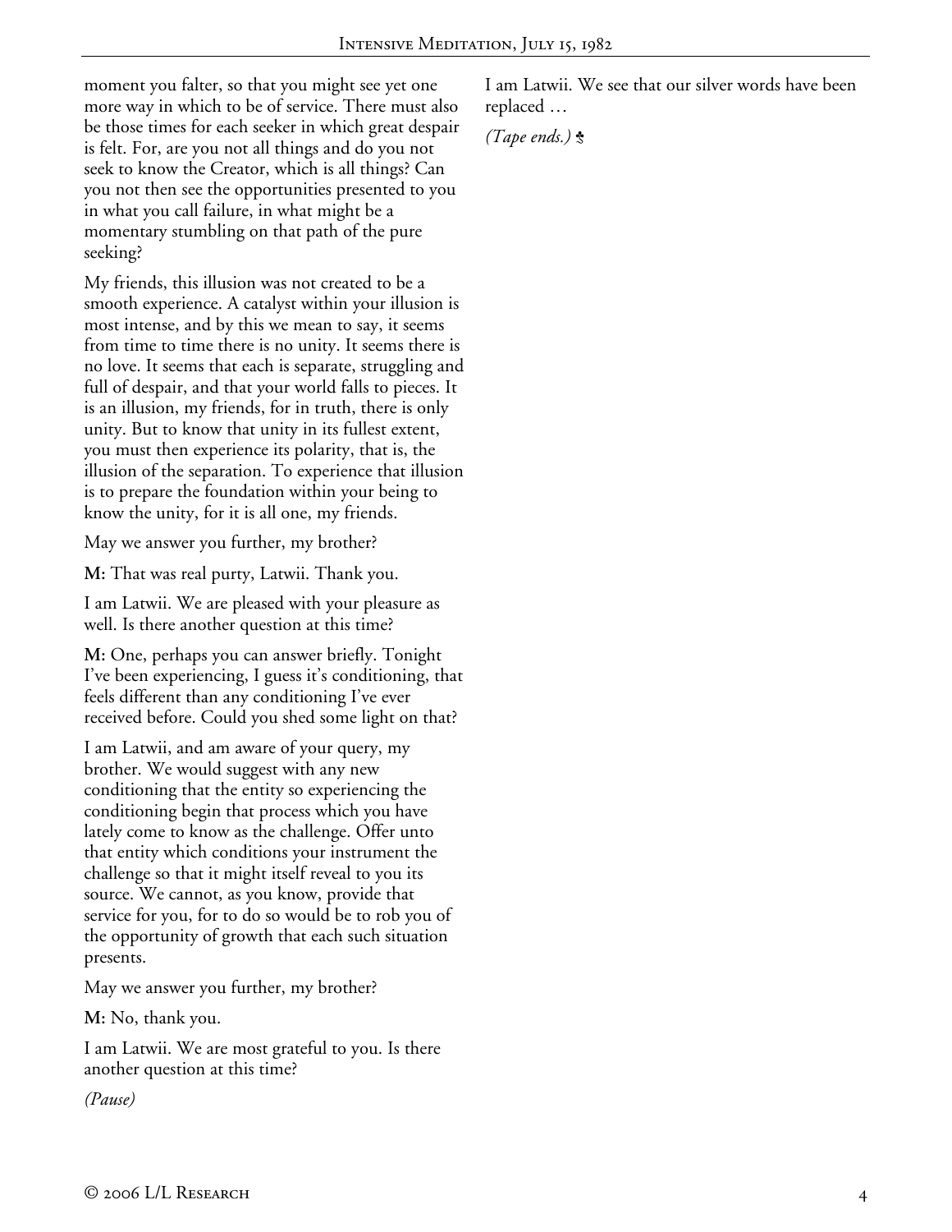moment you falter, so that you might see yet one more way in which to be of service. There must also be those times for each seeker in which great despair is felt. For, are you not all things and do you not seek to know the Creator, which is all things? Can you not then see the opportunities presented to you in what you call failure, in what might be a momentary stumbling on that path of the pure seeking?

My friends, this illusion was not created to be a smooth experience. A catalyst within your illusion is most intense, and by this we mean to say, it seems from time to time there is no unity. It seems there is no love. It seems that each is separate, struggling and full of despair, and that your world falls to pieces. It is an illusion, my friends, for in truth, there is only unity. But to know that unity in its fullest extent, you must then experience its polarity, that is, the illusion of the separation. To experience that illusion is to prepare the foundation within your being to know the unity, for it is all one, my friends.

May we answer you further, my brother?

**M:** That was real purty, Latwii. Thank you.

I am Latwii. We are pleased with your pleasure as well. Is there another question at this time?

**M:** One, perhaps you can answer briefly. Tonight I've been experiencing, I guess it's conditioning, that feels different than any conditioning I've ever received before. Could you shed some light on that?

I am Latwii, and am aware of your query, my brother. We would suggest with any new conditioning that the entity so experiencing the conditioning begin that process which you have lately come to know as the challenge. Offer unto that entity which conditions your instrument the challenge so that it might itself reveal to you its source. We cannot, as you know, provide that service for you, for to do so would be to rob you of the opportunity of growth that each such situation presents.

May we answer you further, my brother?

**M:** No, thank you.

I am Latwii. We are most grateful to you. Is there another question at this time?

*(Pause)*

I am Latwii. We see that our silver words have been replaced …

*(Tape ends.)*